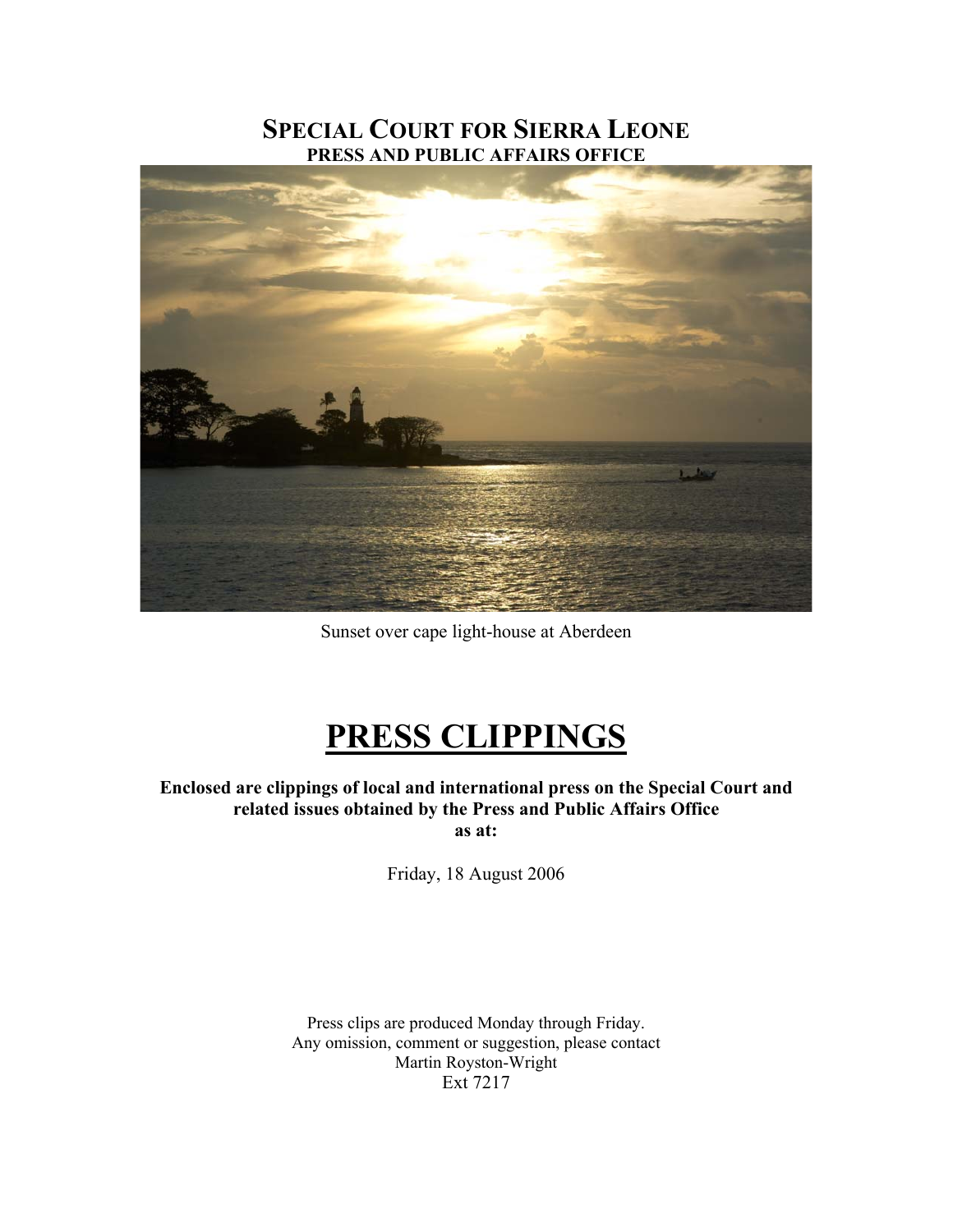# SPECIAL COURT FOR SIERRA LEONE

## PRESS AND PUBLIC AFFAIRS OFFICE

Sunset over cape light-house at Aberdeen

# PRESS CLIPPINGS

**Enclosed are clippings of local and international press on the Special Court and related issues obtained by the Press and Public Affairs Office as at:**

Friday, 18 August 2006

Press clips are produced Monday through Friday.
Any omission, comment or suggestion, please contact
Martin Royston-Wright
Ext 7217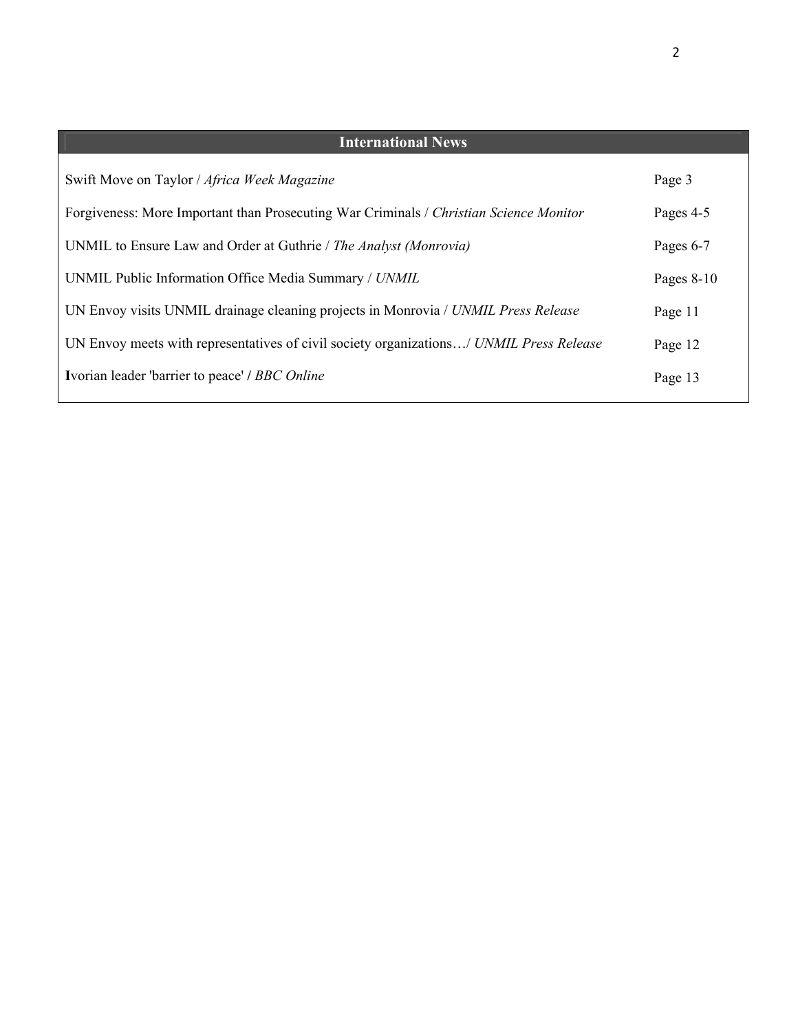| International News | |
|---|---|
| Swift Move on Taylor / *Africa Week Magazine* | Page 3 |
| Forgiveness: More Important than Prosecuting War Criminals / *Christian Science Monitor* | Pages 4-5 |
| UNMIL to Ensure Law and Order at Guthrie / *The Analyst (Monrovia)* | Pages 6-7 |
| UNMIL Public Information Office Media Summary / *UNMIL* | Pages 8-10 |
| UN Envoy visits UNMIL drainage cleaning projects in Monrovia / *UNMIL Press Release* | Page 11 |
| UN Envoy meets with representatives of civil society organizations…/ *UNMIL Press Release* | Page 12 |
| **I**vorian leader 'barrier to peace' / *BBC Online* | Page 13 |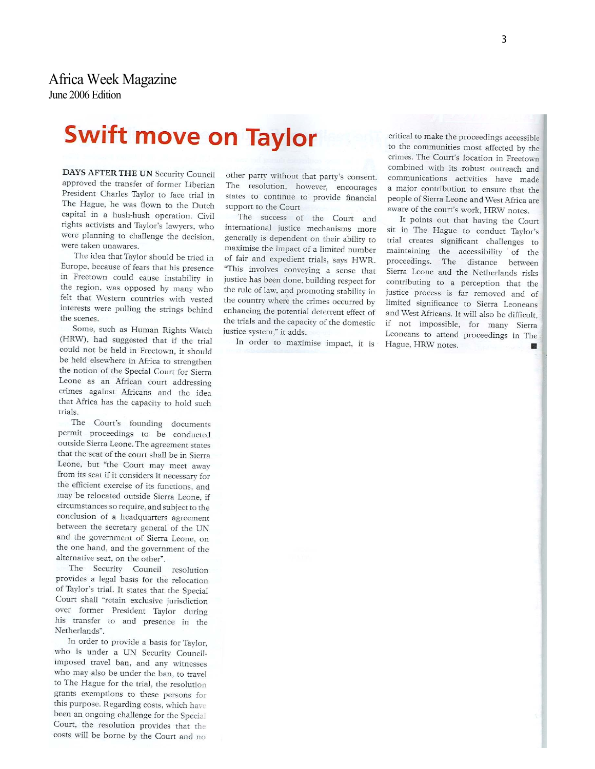Africa Week Magazine
June 2006 Edition

# Swift move on Taylor

**DAYS AFTER THE UN** Security Council approved the transfer of former Liberian President Charles Taylor to face trial in The Hague, he was flown to the Dutch capital in a hush-hush operation. Civil rights activists and Taylor's lawyers, who were planning to challenge the decision, were taken unawares.

The idea that Taylor should be tried in Europe, because of fears that his presence in Freetown could cause instability in the region, was opposed by many who felt that Western countries with vested interests were pulling the strings behind the scenes.

Some, such as Human Rights Watch (HRW), had suggested that if the trial could not be held in Freetown, it should be held elsewhere in Africa to strengthen the notion of the Special Court for Sierra Leone as an African court addressing crimes against Africans and the idea that Africa has the capacity to hold such trials.

The Court's founding documents permit proceedings to be conducted outside Sierra Leone. The agreement states that the seat of the court shall be in Sierra Leone, but "the Court may meet away from its seat if it considers it necessary for the efficient exercise of its functions, and may be relocated outside Sierra Leone, if circumstances so require, and subject to the conclusion of a headquarters agreement between the secretary general of the UN and the government of Sierra Leone, on the one hand, and the government of the alternative seat, on the other".

The Security Council resolution provides a legal basis for the relocation of Taylor's trial. It states that the Special Court shall "retain exclusive jurisdiction over former President Taylor during his transfer to and presence in the Netherlands".

In order to provide a basis for Taylor, who is under a UN Security Council-imposed travel ban, and any witnesses who may also be under the ban, to travel to The Hague for the trial, the resolution grants exemptions to these persons for this purpose. Regarding costs, which have been an ongoing challenge for the Special Court, the resolution provides that the costs will be borne by the Court and no other party without that party's consent. The resolution, however, encourages states to continue to provide financial support to the Court

The success of the Court and international justice mechanisms more generally is dependent on their ability to maximise the impact of a limited number of fair and expedient trials, says HWR. "This involves conveying a sense that justice has been done, building respect for the rule of law, and promoting stability in the country where the crimes occurred by enhancing the potential deterrent effect of the trials and the capacity of the domestic justice system," it adds.

In order to maximise impact, it is critical to make the proceedings accessible to the communities most affected by the crimes. The Court's location in Freetown combined with its robust outreach and communications activities have made a major contribution to ensure that the people of Sierra Leone and West Africa are aware of the court's work, HRW notes.

It points out that having the Court sit in The Hague to conduct Taylor's trial creates significant challenges to maintaining the accessibility of the proceedings. The distance between Sierra Leone and the Netherlands risks contributing to a perception that the justice process is far removed and of limited significance to Sierra Leoneans and West Africans. It will also be difficult, if not impossible, for many Sierra Leoneans to attend proceedings in The Hague, HRW notes. ■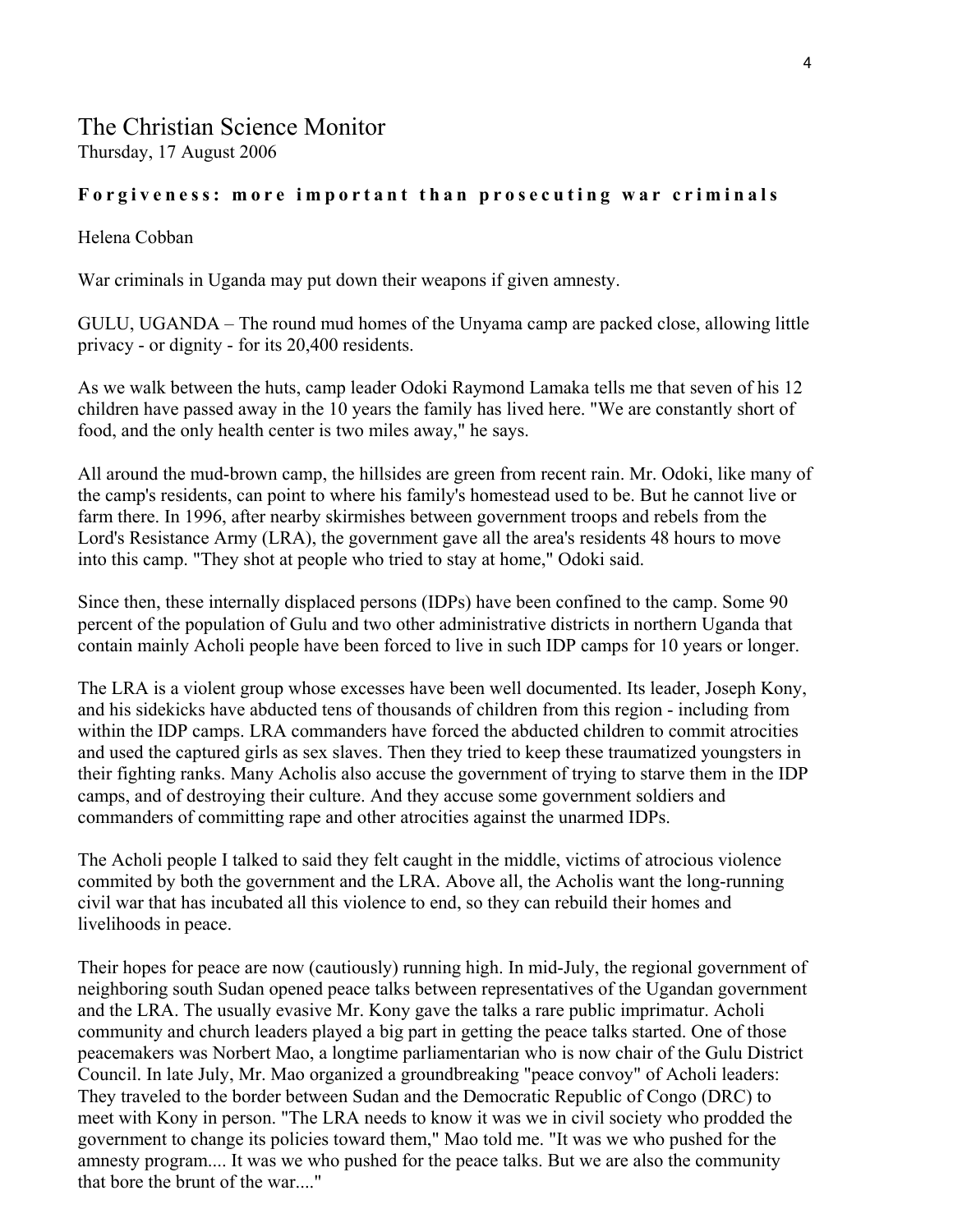# The Christian Science Monitor

Thursday, 17 August 2006

## Forgiveness: more important than prosecuting war criminals

Helena Cobban

War criminals in Uganda may put down their weapons if given amnesty.

GULU, UGANDA – The round mud homes of the Unyama camp are packed close, allowing little privacy - or dignity - for its 20,400 residents.

As we walk between the huts, camp leader Odoki Raymond Lamaka tells me that seven of his 12 children have passed away in the 10 years the family has lived here. "We are constantly short of food, and the only health center is two miles away," he says.

All around the mud-brown camp, the hillsides are green from recent rain. Mr. Odoki, like many of the camp's residents, can point to where his family's homestead used to be. But he cannot live or farm there. In 1996, after nearby skirmishes between government troops and rebels from the Lord's Resistance Army (LRA), the government gave all the area's residents 48 hours to move into this camp. "They shot at people who tried to stay at home," Odoki said.

Since then, these internally displaced persons (IDPs) have been confined to the camp. Some 90 percent of the population of Gulu and two other administrative districts in northern Uganda that contain mainly Acholi people have been forced to live in such IDP camps for 10 years or longer.

The LRA is a violent group whose excesses have been well documented. Its leader, Joseph Kony, and his sidekicks have abducted tens of thousands of children from this region - including from within the IDP camps. LRA commanders have forced the abducted children to commit atrocities and used the captured girls as sex slaves. Then they tried to keep these traumatized youngsters in their fighting ranks. Many Acholis also accuse the government of trying to starve them in the IDP camps, and of destroying their culture. And they accuse some government soldiers and commanders of committing rape and other atrocities against the unarmed IDPs.

The Acholi people I talked to said they felt caught in the middle, victims of atrocious violence commited by both the government and the LRA. Above all, the Acholis want the long-running civil war that has incubated all this violence to end, so they can rebuild their homes and livelihoods in peace.

Their hopes for peace are now (cautiously) running high. In mid-July, the regional government of neighboring south Sudan opened peace talks between representatives of the Ugandan government and the LRA. The usually evasive Mr. Kony gave the talks a rare public imprimatur. Acholi community and church leaders played a big part in getting the peace talks started. One of those peacemakers was Norbert Mao, a longtime parliamentarian who is now chair of the Gulu District Council. In late July, Mr. Mao organized a groundbreaking "peace convoy" of Acholi leaders: They traveled to the border between Sudan and the Democratic Republic of Congo (DRC) to meet with Kony in person. "The LRA needs to know it was we in civil society who prodded the government to change its policies toward them," Mao told me. "It was we who pushed for the amnesty program.... It was we who pushed for the peace talks. But we are also the community that bore the brunt of the war...."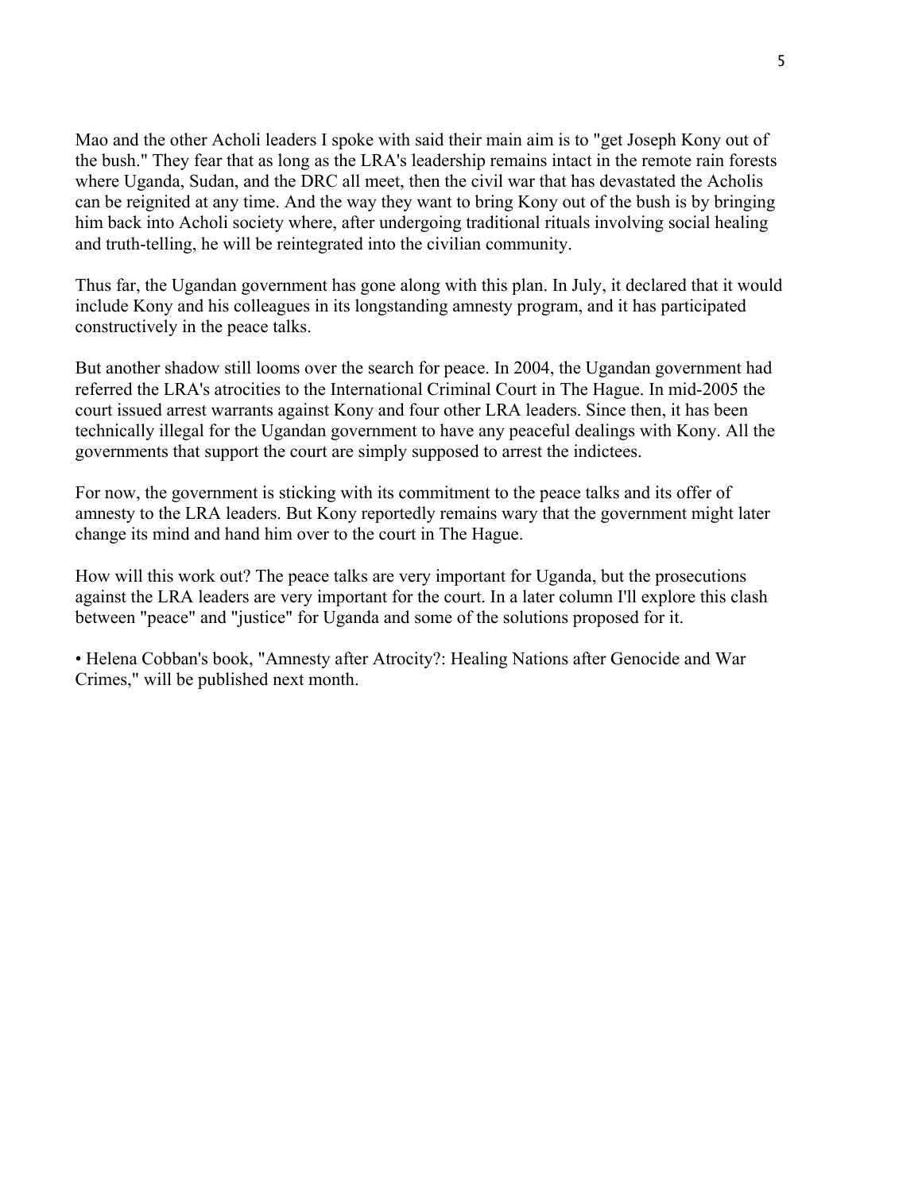Mao and the other Acholi leaders I spoke with said their main aim is to "get Joseph Kony out of the bush." They fear that as long as the LRA's leadership remains intact in the remote rain forests where Uganda, Sudan, and the DRC all meet, then the civil war that has devastated the Acholis can be reignited at any time. And the way they want to bring Kony out of the bush is by bringing him back into Acholi society where, after undergoing traditional rituals involving social healing and truth-telling, he will be reintegrated into the civilian community.

Thus far, the Ugandan government has gone along with this plan. In July, it declared that it would include Kony and his colleagues in its longstanding amnesty program, and it has participated constructively in the peace talks.

But another shadow still looms over the search for peace. In 2004, the Ugandan government had referred the LRA's atrocities to the International Criminal Court in The Hague. In mid-2005 the court issued arrest warrants against Kony and four other LRA leaders. Since then, it has been technically illegal for the Ugandan government to have any peaceful dealings with Kony. All the governments that support the court are simply supposed to arrest the indictees.

For now, the government is sticking with its commitment to the peace talks and its offer of amnesty to the LRA leaders. But Kony reportedly remains wary that the government might later change its mind and hand him over to the court in The Hague.

How will this work out? The peace talks are very important for Uganda, but the prosecutions against the LRA leaders are very important for the court. In a later column I'll explore this clash between "peace" and "justice" for Uganda and some of the solutions proposed for it.

• Helena Cobban's book, "Amnesty after Atrocity?: Healing Nations after Genocide and War Crimes," will be published next month.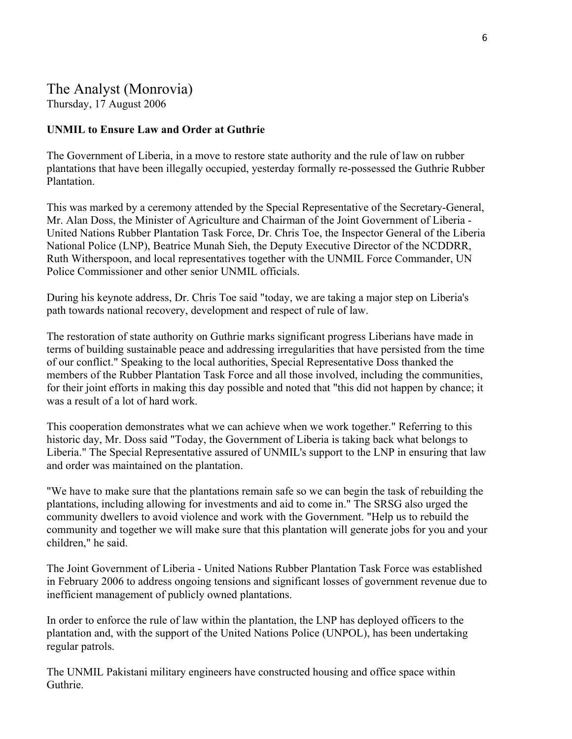## The Analyst (Monrovia)

Thursday, 17 August 2006

**UNMIL to Ensure Law and Order at Guthrie**

The Government of Liberia, in a move to restore state authority and the rule of law on rubber plantations that have been illegally occupied, yesterday formally re-possessed the Guthrie Rubber Plantation.

This was marked by a ceremony attended by the Special Representative of the Secretary-General, Mr. Alan Doss, the Minister of Agriculture and Chairman of the Joint Government of Liberia - United Nations Rubber Plantation Task Force, Dr. Chris Toe, the Inspector General of the Liberia National Police (LNP), Beatrice Munah Sieh, the Deputy Executive Director of the NCDDRR, Ruth Witherspoon, and local representatives together with the UNMIL Force Commander, UN Police Commissioner and other senior UNMIL officials.

During his keynote address, Dr. Chris Toe said "today, we are taking a major step on Liberia's path towards national recovery, development and respect of rule of law.

The restoration of state authority on Guthrie marks significant progress Liberians have made in terms of building sustainable peace and addressing irregularities that have persisted from the time of our conflict." Speaking to the local authorities, Special Representative Doss thanked the members of the Rubber Plantation Task Force and all those involved, including the communities, for their joint efforts in making this day possible and noted that "this did not happen by chance; it was a result of a lot of hard work.

This cooperation demonstrates what we can achieve when we work together." Referring to this historic day, Mr. Doss said "Today, the Government of Liberia is taking back what belongs to Liberia." The Special Representative assured of UNMIL's support to the LNP in ensuring that law and order was maintained on the plantation.

"We have to make sure that the plantations remain safe so we can begin the task of rebuilding the plantations, including allowing for investments and aid to come in." The SRSG also urged the community dwellers to avoid violence and work with the Government. "Help us to rebuild the community and together we will make sure that this plantation will generate jobs for you and your children," he said.

The Joint Government of Liberia - United Nations Rubber Plantation Task Force was established in February 2006 to address ongoing tensions and significant losses of government revenue due to inefficient management of publicly owned plantations.

In order to enforce the rule of law within the plantation, the LNP has deployed officers to the plantation and, with the support of the United Nations Police (UNPOL), has been undertaking regular patrols.

The UNMIL Pakistani military engineers have constructed housing and office space within Guthrie.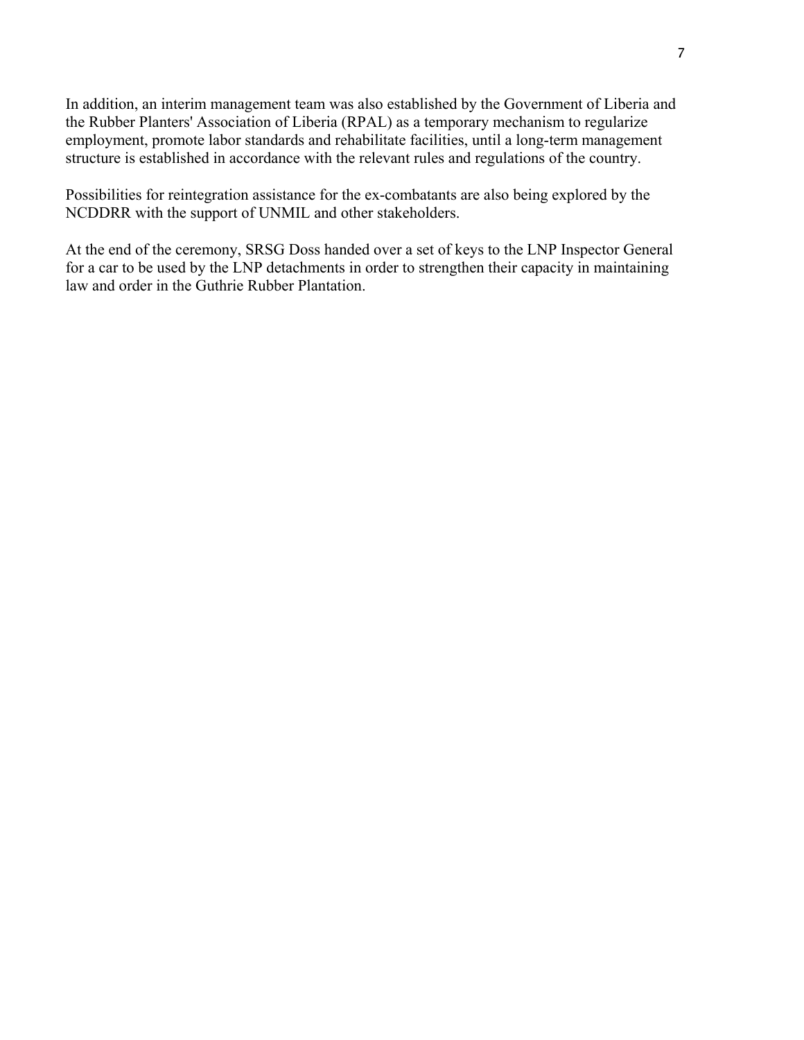In addition, an interim management team was also established by the Government of Liberia and the Rubber Planters' Association of Liberia (RPAL) as a temporary mechanism to regularize employment, promote labor standards and rehabilitate facilities, until a long-term management structure is established in accordance with the relevant rules and regulations of the country.

Possibilities for reintegration assistance for the ex-combatants are also being explored by the NCDDRR with the support of UNMIL and other stakeholders.

At the end of the ceremony, SRSG Doss handed over a set of keys to the LNP Inspector General for a car to be used by the LNP detachments in order to strengthen their capacity in maintaining law and order in the Guthrie Rubber Plantation.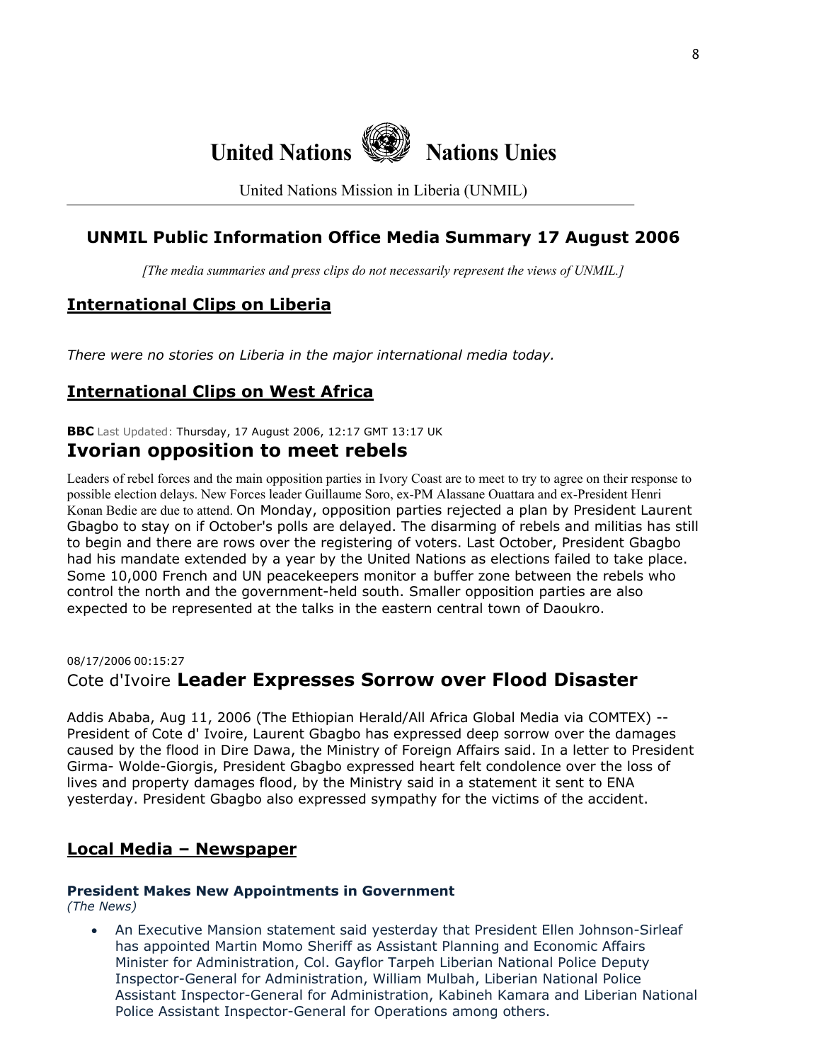United Nations Nations Unies

United Nations Mission in Liberia (UNMIL)

## UNMIL Public Information Office Media Summary 17 August 2006

*[The media summaries and press clips do not necessarily represent the views of UNMIL.]*

## International Clips on Liberia

*There were no stories on Liberia in the major international media today.*

## International Clips on West Africa

**BBC** Last Updated: Thursday, 17 August 2006, 12:17 GMT 13:17 UK

### Ivorian opposition to meet rebels

Leaders of rebel forces and the main opposition parties in Ivory Coast are to meet to try to agree on their response to possible election delays. New Forces leader Guillaume Soro, ex-PM Alassane Ouattara and ex-President Henri Konan Bedie are due to attend. On Monday, opposition parties rejected a plan by President Laurent Gbagbo to stay on if October's polls are delayed. The disarming of rebels and militias has still to begin and there are rows over the registering of voters. Last October, President Gbagbo had his mandate extended by a year by the United Nations as elections failed to take place. Some 10,000 French and UN peacekeepers monitor a buffer zone between the rebels who control the north and the government-held south. Smaller opposition parties are also expected to be represented at the talks in the eastern central town of Daoukro.

08/17/2006 00:15:27

### Cote d'Ivoire **Leader Expresses Sorrow over Flood Disaster**

Addis Ababa, Aug 11, 2006 (The Ethiopian Herald/All Africa Global Media via COMTEX) -- President of Cote d' Ivoire, Laurent Gbagbo has expressed deep sorrow over the damages caused by the flood in Dire Dawa, the Ministry of Foreign Affairs said. In a letter to President Girma- Wolde-Giorgis, President Gbagbo expressed heart felt condolence over the loss of lives and property damages flood, by the Ministry said in a statement it sent to ENA yesterday. President Gbagbo also expressed sympathy for the victims of the accident.

## Local Media – Newspaper

**President Makes New Appointments in Government**
*(The News)*

- An Executive Mansion statement said yesterday that President Ellen Johnson-Sirleaf has appointed Martin Momo Sheriff as Assistant Planning and Economic Affairs Minister for Administration, Col. Gayflor Tarpeh Liberian National Police Deputy Inspector-General for Administration, William Mulbah, Liberian National Police Assistant Inspector-General for Administration, Kabineh Kamara and Liberian National Police Assistant Inspector-General for Operations among others.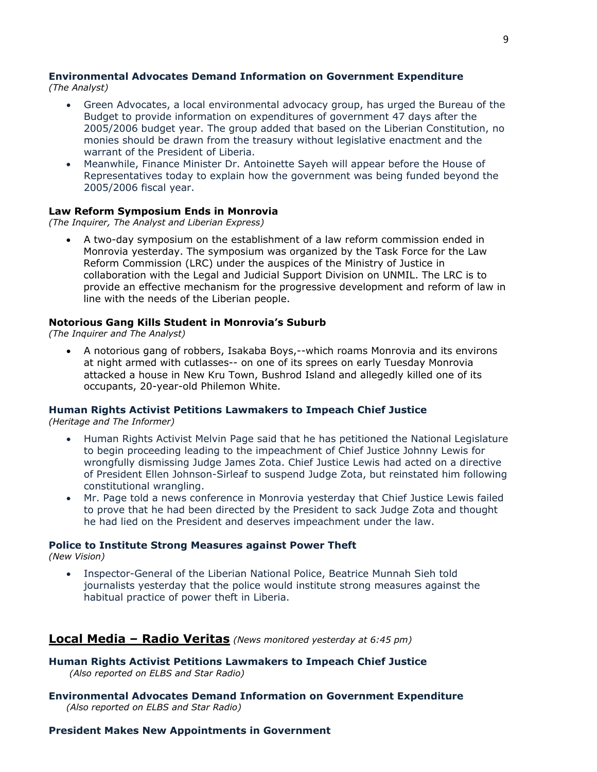### Environmental Advocates Demand Information on Government Expenditure
*(The Analyst)*

- Green Advocates, a local environmental advocacy group, has urged the Bureau of the Budget to provide information on expenditures of government 47 days after the 2005/2006 budget year. The group added that based on the Liberian Constitution, no monies should be drawn from the treasury without legislative enactment and the warrant of the President of Liberia.
- Meanwhile, Finance Minister Dr. Antoinette Sayeh will appear before the House of Representatives today to explain how the government was being funded beyond the 2005/2006 fiscal year.

### Law Reform Symposium Ends in Monrovia
*(The Inquirer, The Analyst and Liberian Express)*

- A two-day symposium on the establishment of a law reform commission ended in Monrovia yesterday. The symposium was organized by the Task Force for the Law Reform Commission (LRC) under the auspices of the Ministry of Justice in collaboration with the Legal and Judicial Support Division on UNMIL. The LRC is to provide an effective mechanism for the progressive development and reform of law in line with the needs of the Liberian people.

### Notorious Gang Kills Student in Monrovia's Suburb
*(The Inquirer and The Analyst)*

- A notorious gang of robbers, Isakaba Boys,--which roams Monrovia and its environs at night armed with cutlasses-- on one of its sprees on early Tuesday Monrovia attacked a house in New Kru Town, Bushrod Island and allegedly killed one of its occupants, 20-year-old Philemon White.

### Human Rights Activist Petitions Lawmakers to Impeach Chief Justice
*(Heritage and The Informer)*

- Human Rights Activist Melvin Page said that he has petitioned the National Legislature to begin proceeding leading to the impeachment of Chief Justice Johnny Lewis for wrongfully dismissing Judge James Zota. Chief Justice Lewis had acted on a directive of President Ellen Johnson-Sirleaf to suspend Judge Zota, but reinstated him following constitutional wrangling.
- Mr. Page told a news conference in Monrovia yesterday that Chief Justice Lewis failed to prove that he had been directed by the President to sack Judge Zota and thought he had lied on the President and deserves impeachment under the law.

### Police to Institute Strong Measures against Power Theft
*(New Vision)*

- Inspector-General of the Liberian National Police, Beatrice Munnah Sieh told journalists yesterday that the police would institute strong measures against the habitual practice of power theft in Liberia.

## Local Media – Radio Veritas *(News monitored yesterday at 6:45 pm)*

### Human Rights Activist Petitions Lawmakers to Impeach Chief Justice
*(Also reported on ELBS and Star Radio)*

### Environmental Advocates Demand Information on Government Expenditure
*(Also reported on ELBS and Star Radio)*

### President Makes New Appointments in Government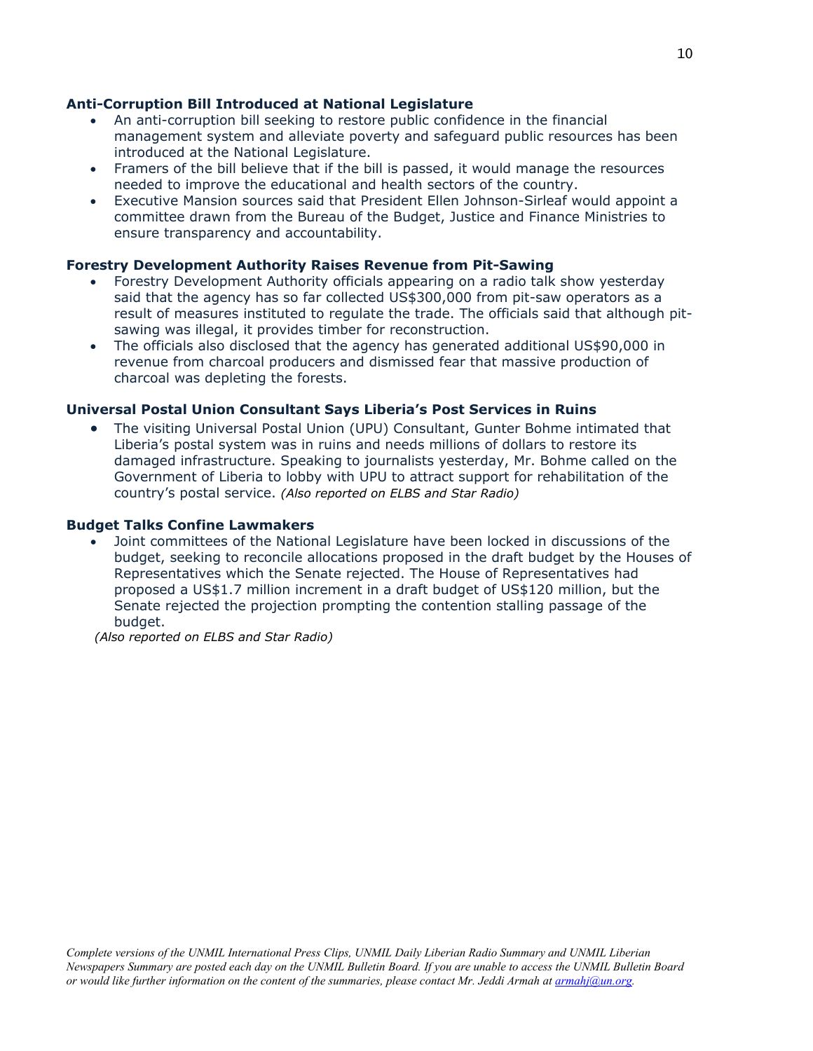**Anti-Corruption Bill Introduced at National Legislature**

- An anti-corruption bill seeking to restore public confidence in the financial management system and alleviate poverty and safeguard public resources has been introduced at the National Legislature.
- Framers of the bill believe that if the bill is passed, it would manage the resources needed to improve the educational and health sectors of the country.
- Executive Mansion sources said that President Ellen Johnson-Sirleaf would appoint a committee drawn from the Bureau of the Budget, Justice and Finance Ministries to ensure transparency and accountability.

**Forestry Development Authority Raises Revenue from Pit-Sawing**

- Forestry Development Authority officials appearing on a radio talk show yesterday said that the agency has so far collected US$300,000 from pit-saw operators as a result of measures instituted to regulate the trade. The officials said that although pit-sawing was illegal, it provides timber for reconstruction.
- The officials also disclosed that the agency has generated additional US$90,000 in revenue from charcoal producers and dismissed fear that massive production of charcoal was depleting the forests.

**Universal Postal Union Consultant Says Liberia's Post Services in Ruins**

- The visiting Universal Postal Union (UPU) Consultant, Gunter Bohme intimated that Liberia's postal system was in ruins and needs millions of dollars to restore its damaged infrastructure. Speaking to journalists yesterday, Mr. Bohme called on the Government of Liberia to lobby with UPU to attract support for rehabilitation of the country's postal service. *(Also reported on ELBS and Star Radio)*

**Budget Talks Confine Lawmakers**

- Joint committees of the National Legislature have been locked in discussions of the budget, seeking to reconcile allocations proposed in the draft budget by the Houses of Representatives which the Senate rejected. The House of Representatives had proposed a US$1.7 million increment in a draft budget of US$120 million, but the Senate rejected the projection prompting the contention stalling passage of the budget.

*(Also reported on ELBS and Star Radio)*

*Complete versions of the UNMIL International Press Clips, UNMIL Daily Liberian Radio Summary and UNMIL Liberian Newspapers Summary are posted each day on the UNMIL Bulletin Board. If you are unable to access the UNMIL Bulletin Board or would like further information on the content of the summaries, please contact Mr. Jeddi Armah at armahj@un.org.*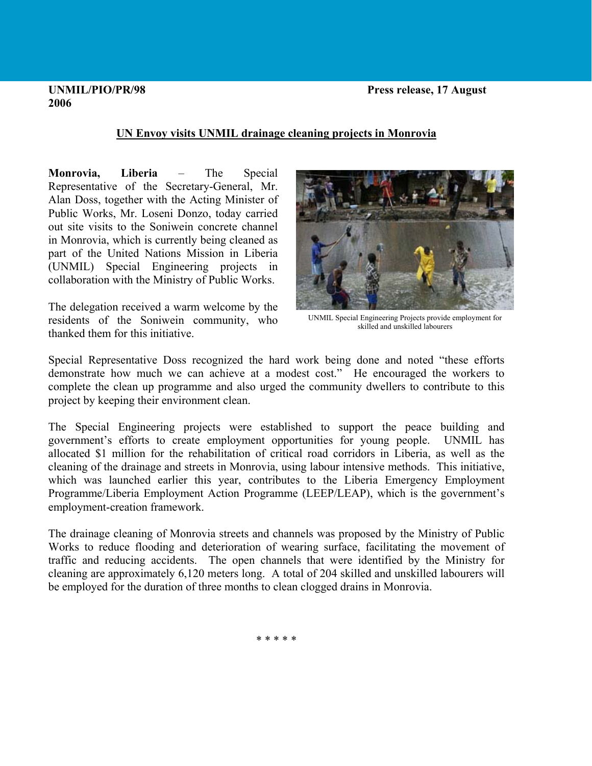**UNMIL/PIO/PR/98** **Press release, 17 August 2006**

## UN Envoy visits UNMIL drainage cleaning projects in Monrovia

**Monrovia, Liberia** – The Special Representative of the Secretary-General, Mr. Alan Doss, together with the Acting Minister of Public Works, Mr. Loseni Donzo, today carried out site visits to the Soniwein concrete channel in Monrovia, which is currently being cleaned as part of the United Nations Mission in Liberia (UNMIL) Special Engineering projects in collaboration with the Ministry of Public Works.

The delegation received a warm welcome by the residents of the Soniwein community, who thanked them for this initiative.

UNMIL Special Engineering Projects provide employment for skilled and unskilled labourers

Special Representative Doss recognized the hard work being done and noted "these efforts demonstrate how much we can achieve at a modest cost." He encouraged the workers to complete the clean up programme and also urged the community dwellers to contribute to this project by keeping their environment clean.

The Special Engineering projects were established to support the peace building and government's efforts to create employment opportunities for young people. UNMIL has allocated $1 million for the rehabilitation of critical road corridors in Liberia, as well as the cleaning of the drainage and streets in Monrovia, using labour intensive methods. This initiative, which was launched earlier this year, contributes to the Liberia Emergency Employment Programme/Liberia Employment Action Programme (LEEP/LEAP), which is the government's employment-creation framework.

The drainage cleaning of Monrovia streets and channels was proposed by the Ministry of Public Works to reduce flooding and deterioration of wearing surface, facilitating the movement of traffic and reducing accidents. The open channels that were identified by the Ministry for cleaning are approximately 6,120 meters long. A total of 204 skilled and unskilled labourers will be employed for the duration of three months to clean clogged drains in Monrovia.

\* \* \* \* \*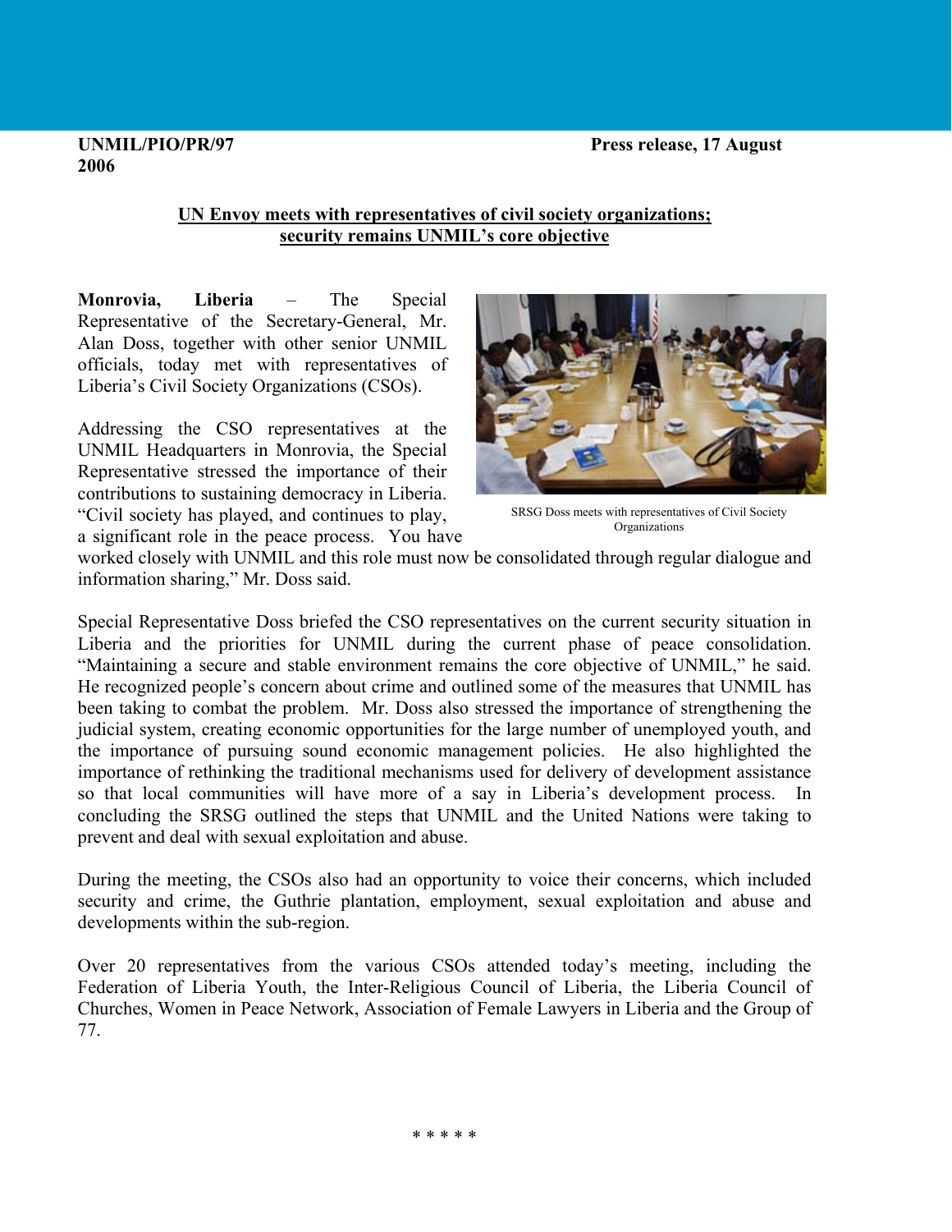**UNMIL/PIO/PR/97** **Press release, 17 August 2006**

## UN Envoy meets with representatives of civil society organizations; security remains UNMIL's core objective

**Monrovia, Liberia** – The Special Representative of the Secretary-General, Mr. Alan Doss, together with other senior UNMIL officials, today met with representatives of Liberia's Civil Society Organizations (CSOs).

SRSG Doss meets with representatives of Civil Society Organizations

Addressing the CSO representatives at the UNMIL Headquarters in Monrovia, the Special Representative stressed the importance of their contributions to sustaining democracy in Liberia. "Civil society has played, and continues to play, a significant role in the peace process. You have worked closely with UNMIL and this role must now be consolidated through regular dialogue and information sharing," Mr. Doss said.

Special Representative Doss briefed the CSO representatives on the current security situation in Liberia and the priorities for UNMIL during the current phase of peace consolidation. "Maintaining a secure and stable environment remains the core objective of UNMIL," he said. He recognized people's concern about crime and outlined some of the measures that UNMIL has been taking to combat the problem. Mr. Doss also stressed the importance of strengthening the judicial system, creating economic opportunities for the large number of unemployed youth, and the importance of pursuing sound economic management policies. He also highlighted the importance of rethinking the traditional mechanisms used for delivery of development assistance so that local communities will have more of a say in Liberia's development process. In concluding the SRSG outlined the steps that UNMIL and the United Nations were taking to prevent and deal with sexual exploitation and abuse.

During the meeting, the CSOs also had an opportunity to voice their concerns, which included security and crime, the Guthrie plantation, employment, sexual exploitation and abuse and developments within the sub-region.

Over 20 representatives from the various CSOs attended today's meeting, including the Federation of Liberia Youth, the Inter-Religious Council of Liberia, the Liberia Council of Churches, Women in Peace Network, Association of Female Lawyers in Liberia and the Group of 77.

\* \* \* \* \*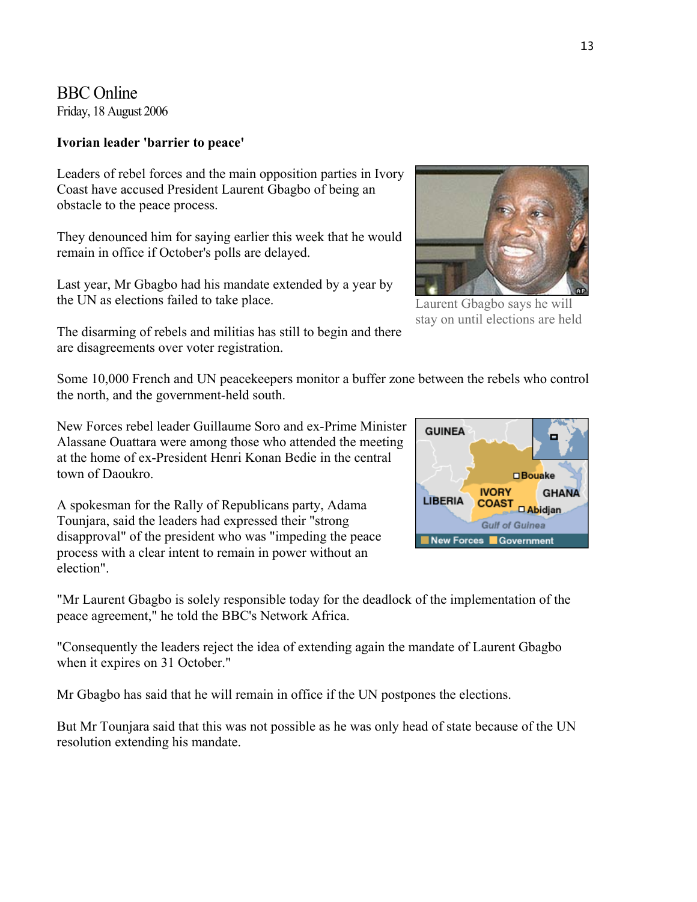BBC Online
Friday, 18 August 2006

**Ivorian leader 'barrier to peace'**

Leaders of rebel forces and the main opposition parties in Ivory Coast have accused President Laurent Gbagbo of being an obstacle to the peace process.

Laurent Gbagbo says he will stay on until elections are held

They denounced him for saying earlier this week that he would remain in office if October's polls are delayed.

Last year, Mr Gbagbo had his mandate extended by a year by the UN as elections failed to take place.

The disarming of rebels and militias has still to begin and there are disagreements over voter registration.

Some 10,000 French and UN peacekeepers monitor a buffer zone between the rebels who control the north, and the government-held south.

GUINEA
Bouake
LIBERIA
IVORY COAST
GHANA
Abidjan
Gulf of Guinea
New Forces
Government

New Forces rebel leader Guillaume Soro and ex-Prime Minister Alassane Ouattara were among those who attended the meeting at the home of ex-President Henri Konan Bedie in the central town of Daoukro.

A spokesman for the Rally of Republicans party, Adama Tounjara, said the leaders had expressed their "strong disapproval" of the president who was "impeding the peace process with a clear intent to remain in power without an election".

"Mr Laurent Gbagbo is solely responsible today for the deadlock of the implementation of the peace agreement," he told the BBC's Network Africa.

"Consequently the leaders reject the idea of extending again the mandate of Laurent Gbagbo when it expires on 31 October."

Mr Gbagbo has said that he will remain in office if the UN postpones the elections.

But Mr Tounjara said that this was not possible as he was only head of state because of the UN resolution extending his mandate.